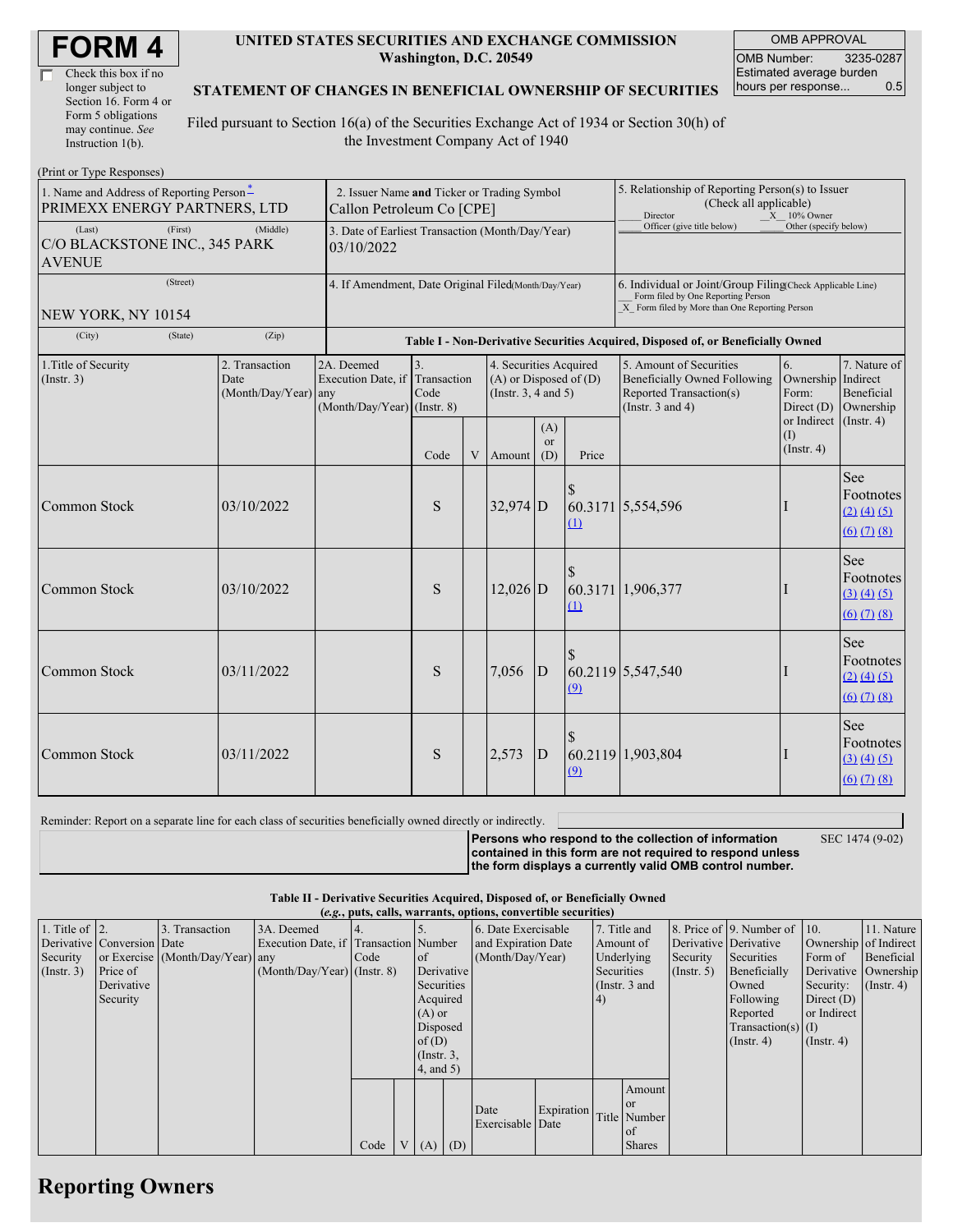# FORM 4

☐ Check this box if no longer subject to Section 16. Form 4 or Form 5 obligations may continue. *See* Instruction 1(b).

**UNITED STATES SECURITIES AND EXCHANGE COMMISSION**
**Washington, D.C. 20549**

**STATEMENT OF CHANGES IN BENEFICIAL OWNERSHIP OF SECURITIES**

Filed pursuant to Section 16(a) of the Securities Exchange Act of 1934 or Section 30(h) of the Investment Company Act of 1940

| OMB APPROVAL | |
|---|---|
| OMB Number: | 3235-0287 |
| Estimated average burden hours per response... | 0.5 |

(Print or Type Responses)

| 1. Name and Address of Reporting Person * | 2. Issuer Name **and** Ticker or Trading Symbol | 5. Relationship of Reporting Person(s) to Issuer (Check all applicable) |
|---|---|---|
| PRIMEXX ENERGY PARTNERS, LTD | Callon Petroleum Co [CPE] | ___ Director _X_ 10% Owner ___ Officer (give title below) ___ Other (specify below) |
| (Last) (First) (Middle) C/O BLACKSTONE INC., 345 PARK AVENUE | 3. Date of Earliest Transaction (Month/Day/Year) 03/10/2022 | |
| (Street) NEW YORK, NY 10154 | 4. If Amendment, Date Original Filed (Month/Day/Year) | 6. Individual or Joint/Group Filing (Check Applicable Line) ___ Form filed by One Reporting Person _X_ Form filed by More than One Reporting Person |
| (City) (State) (Zip) | | |

**Table I - Non-Derivative Securities Acquired, Disposed of, or Beneficially Owned**

| 1.Title of Security (Instr. 3) | 2. Transaction Date (Month/Day/Year) | 2A. Deemed Execution Date, if any (Month/Day/Year) | 3. Transaction Code (Instr. 8) | | 4. Securities Acquired (A) or Disposed of (D) (Instr. 3, 4 and 5) | | | 5. Amount of Securities Beneficially Owned Following Reported Transaction(s) (Instr. 3 and 4) | 6. Ownership Form: Direct (D) or Indirect (I) (Instr. 4) | 7. Nature of Indirect Beneficial Ownership (Instr. 4) |
|---|---|---|---|---|---|---|---|---|---|---|
| | | | Code | V | Amount | (A) or (D) | Price | | | |
| Common Stock | 03/10/2022 | | S | | 32,974 | D | $ 60.3171 (1) | 5,554,596 | I | See Footnotes (2) (4) (5) (6) (7) (8) |
| Common Stock | 03/10/2022 | | S | | 12,026 | D | $ 60.3171 (1) | 1,906,377 | I | See Footnotes (3) (4) (5) (6) (7) (8) |
| Common Stock | 03/11/2022 | | S | | 7,056 | D | $ 60.2119 (9) | 5,547,540 | I | See Footnotes (2) (4) (5) (6) (7) (8) |
| Common Stock | 03/11/2022 | | S | | 2,573 | D | $ 60.2119 (9) | 1,903,804 | I | See Footnotes (3) (4) (5) (6) (7) (8) |

Reminder: Report on a separate line for each class of securities beneficially owned directly or indirectly.

**Persons who respond to the collection of information contained in this form are not required to respond unless the form displays a currently valid OMB control number.** SEC 1474 (9-02)

**Table II - Derivative Securities Acquired, Disposed of, or Beneficially Owned**
**(*e.g.*, puts, calls, warrants, options, convertible securities)**

| 1. Title of Derivative Security (Instr. 3) | 2. Conversion or Exercise Price of Derivative Security | 3. Transaction Date (Month/Day/Year) | 3A. Deemed Execution Date, if any (Month/Day/Year) | 4. Transaction Code (Instr. 8) | | 5. Number of Derivative Securities Acquired (A) or Disposed of (D) (Instr. 3, 4, and 5) | | 6. Date Exercisable and Expiration Date (Month/Day/Year) | | 7. Title and Amount of Underlying Securities (Instr. 3 and 4) | | 8. Price of Derivative Security (Instr. 5) | 9. Number of Derivative Securities Beneficially Owned Following Reported Transaction(s) (Instr. 4) | 10. Ownership Form of Derivative Security: Direct (D) or Indirect (I) (Instr. 4) | 11. Nature of Indirect Beneficial Ownership (Instr. 4) |
|---|---|---|---|---|---|---|---|---|---|---|---|---|---|---|---|
| | | | | Code | V | (A) | (D) | Date Exercisable | Expiration Date | Title | Amount or Number of Shares | | | | |

## Reporting Owners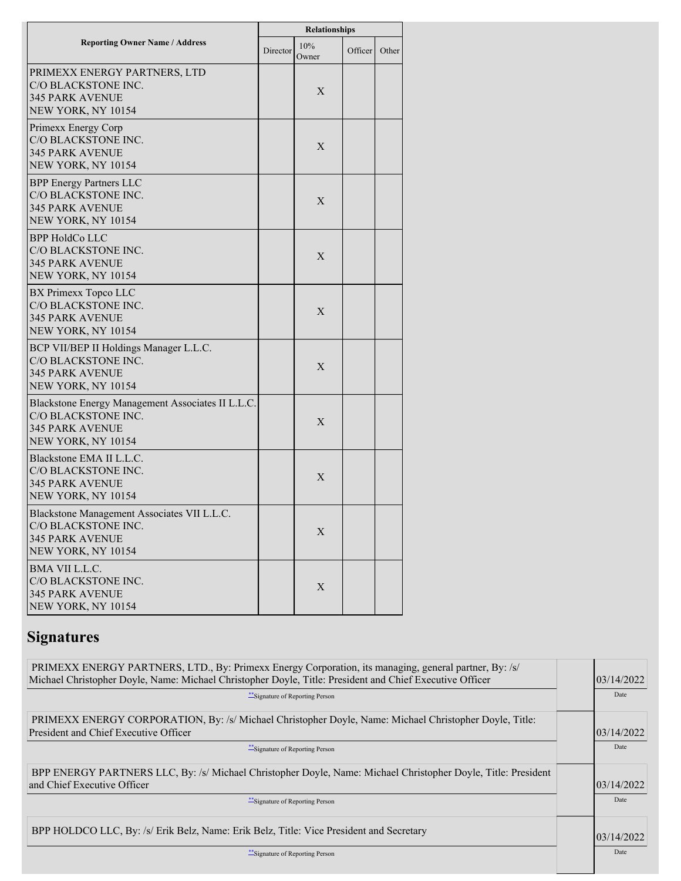| Reporting Owner Name / Address | Relationships | | | |
|---|---|---|---|---|
| | Director | 10% Owner | Officer | Other |
| PRIMEXX ENERGY PARTNERS, LTD<br>C/O BLACKSTONE INC.<br>345 PARK AVENUE<br>NEW YORK, NY 10154 | | X | | |
| Primexx Energy Corp<br>C/O BLACKSTONE INC.<br>345 PARK AVENUE<br>NEW YORK, NY 10154 | | X | | |
| BPP Energy Partners LLC<br>C/O BLACKSTONE INC.<br>345 PARK AVENUE<br>NEW YORK, NY 10154 | | X | | |
| BPP HoldCo LLC<br>C/O BLACKSTONE INC.<br>345 PARK AVENUE<br>NEW YORK, NY 10154 | | X | | |
| BX Primexx Topco LLC<br>C/O BLACKSTONE INC.<br>345 PARK AVENUE<br>NEW YORK, NY 10154 | | X | | |
| BCP VII/BEP II Holdings Manager L.L.C.<br>C/O BLACKSTONE INC.<br>345 PARK AVENUE<br>NEW YORK, NY 10154 | | X | | |
| Blackstone Energy Management Associates II L.L.C.<br>C/O BLACKSTONE INC.<br>345 PARK AVENUE<br>NEW YORK, NY 10154 | | X | | |
| Blackstone EMA II L.L.C.<br>C/O BLACKSTONE INC.<br>345 PARK AVENUE<br>NEW YORK, NY 10154 | | X | | |
| Blackstone Management Associates VII L.L.C.<br>C/O BLACKSTONE INC.<br>345 PARK AVENUE<br>NEW YORK, NY 10154 | | X | | |
| BMA VII L.L.C.<br>C/O BLACKSTONE INC.<br>345 PARK AVENUE<br>NEW YORK, NY 10154 | | X | | |

## Signatures

| | |
|---|---|
| PRIMEXX ENERGY PARTNERS, LTD., By: Primexx Energy Corporation, its managing, general partner, By: /s/ Michael Christopher Doyle, Name: Michael Christopher Doyle, Title: President and Chief Executive Officer | 03/14/2022 |
| **Signature of Reporting Person | Date |
| PRIMEXX ENERGY CORPORATION, By: /s/ Michael Christopher Doyle, Name: Michael Christopher Doyle, Title: President and Chief Executive Officer | 03/14/2022 |
| **Signature of Reporting Person | Date |
| BPP ENERGY PARTNERS LLC, By: /s/ Michael Christopher Doyle, Name: Michael Christopher Doyle, Title: President and Chief Executive Officer | 03/14/2022 |
| **Signature of Reporting Person | Date |
| BPP HOLDCO LLC, By: /s/ Erik Belz, Name: Erik Belz, Title: Vice President and Secretary | 03/14/2022 |
| **Signature of Reporting Person | Date |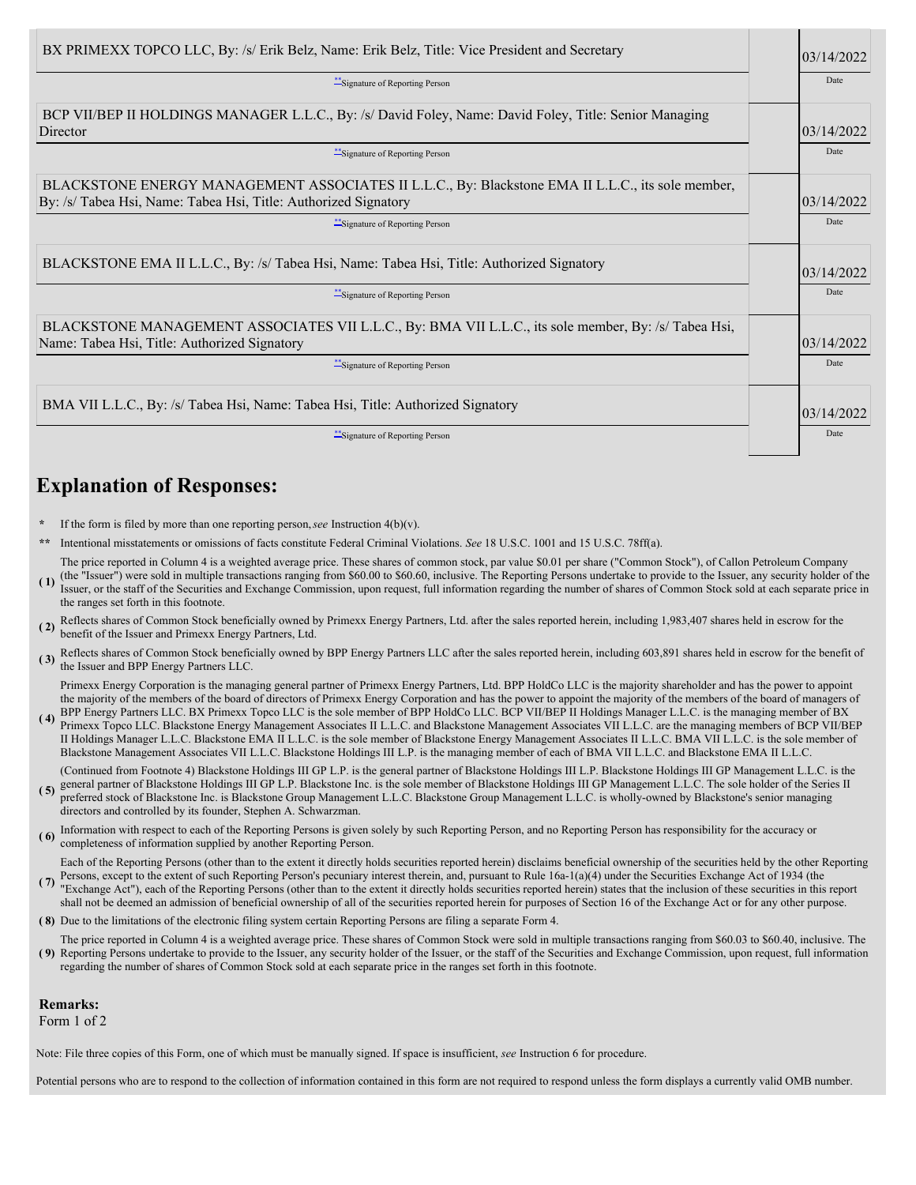| | |
|---|---|
| BX PRIMEXX TOPCO LLC, By: /s/ Erik Belz, Name: Erik Belz, Title: Vice President and Secretary | 03/14/2022 |
| **Signature of Reporting Person | Date |
| BCP VII/BEP II HOLDINGS MANAGER L.L.C., By: /s/ David Foley, Name: David Foley, Title: Senior Managing Director | 03/14/2022 |
| **Signature of Reporting Person | Date |
| BLACKSTONE ENERGY MANAGEMENT ASSOCIATES II L.L.C., By: Blackstone EMA II L.L.C., its sole member, By: /s/ Tabea Hsi, Name: Tabea Hsi, Title: Authorized Signatory | 03/14/2022 |
| **Signature of Reporting Person | Date |
| BLACKSTONE EMA II L.L.C., By: /s/ Tabea Hsi, Name: Tabea Hsi, Title: Authorized Signatory | 03/14/2022 |
| **Signature of Reporting Person | Date |
| BLACKSTONE MANAGEMENT ASSOCIATES VII L.L.C., By: BMA VII L.L.C., its sole member, By: /s/ Tabea Hsi, Name: Tabea Hsi, Title: Authorized Signatory | 03/14/2022 |
| **Signature of Reporting Person | Date |
| BMA VII L.L.C., By: /s/ Tabea Hsi, Name: Tabea Hsi, Title: Authorized Signatory | 03/14/2022 |
| **Signature of Reporting Person | Date |

## Explanation of Responses:

\* If the form is filed by more than one reporting person, *see* Instruction 4(b)(v).

** Intentional misstatements or omissions of facts constitute Federal Criminal Violations. *See* 18 U.S.C. 1001 and 15 U.S.C. 78ff(a).

(1) The price reported in Column 4 is a weighted average price. These shares of common stock, par value $0.01 per share ("Common Stock"), of Callon Petroleum Company (the "Issuer") were sold in multiple transactions ranging from $60.00 to $60.60, inclusive. The Reporting Persons undertake to provide to the Issuer, any security holder of the Issuer, or the staff of the Securities and Exchange Commission, upon request, full information regarding the number of shares of Common Stock sold at each separate price in the ranges set forth in this footnote.

(2) Reflects shares of Common Stock beneficially owned by Primexx Energy Partners, Ltd. after the sales reported herein, including 1,983,407 shares held in escrow for the benefit of the Issuer and Primexx Energy Partners, Ltd.

(3) Reflects shares of Common Stock beneficially owned by BPP Energy Partners LLC after the sales reported herein, including 603,891 shares held in escrow for the benefit of the Issuer and BPP Energy Partners LLC.

(4) Primexx Energy Corporation is the managing general partner of Primexx Energy Partners, Ltd. BPP HoldCo LLC is the majority shareholder and has the power to appoint the majority of the members of the board of directors of Primexx Energy Corporation and has the power to appoint the majority of the members of the board of managers of BPP Energy Partners LLC. BX Primexx Topco LLC is the sole member of BPP HoldCo LLC. BCP VII/BEP II Holdings Manager L.L.C. is the managing member of BX Primexx Topco LLC. Blackstone Energy Management Associates II L.L.C. and Blackstone Management Associates VII L.L.C. are the managing members of BCP VII/BEP II Holdings Manager L.L.C. Blackstone EMA II L.L.C. is the sole member of Blackstone Energy Management Associates II L.L.C. BMA VII L.L.C. is the sole member of Blackstone Management Associates VII L.L.C. Blackstone Holdings III L.P. is the managing member of each of BMA VII L.L.C. and Blackstone EMA II L.L.C.

(5) (Continued from Footnote 4) Blackstone Holdings III GP L.P. is the general partner of Blackstone Holdings III L.P. Blackstone Holdings III GP Management L.L.C. is the general partner of Blackstone Holdings III GP L.P. Blackstone Inc. is the sole member of Blackstone Holdings III GP Management L.L.C. The sole holder of the Series II preferred stock of Blackstone Inc. is Blackstone Group Management L.L.C. Blackstone Group Management L.L.C. is wholly-owned by Blackstone's senior managing directors and controlled by its founder, Stephen A. Schwarzman.

(6) Information with respect to each of the Reporting Persons is given solely by such Reporting Person, and no Reporting Person has responsibility for the accuracy or completeness of information supplied by another Reporting Person.

(7) Each of the Reporting Persons (other than to the extent it directly holds securities reported herein) disclaims beneficial ownership of the securities held by the other Reporting Persons, except to the extent of such Reporting Person's pecuniary interest therein, and, pursuant to Rule 16a-1(a)(4) under the Securities Exchange Act of 1934 (the "Exchange Act"), each of the Reporting Persons (other than to the extent it directly holds securities reported herein) states that the inclusion of these securities in this report shall not be deemed an admission of beneficial ownership of all of the securities reported herein for purposes of Section 16 of the Exchange Act or for any other purpose.

(8) Due to the limitations of the electronic filing system certain Reporting Persons are filing a separate Form 4.

(9) The price reported in Column 4 is a weighted average price. These shares of Common Stock were sold in multiple transactions ranging from $60.03 to $60.40, inclusive. The Reporting Persons undertake to provide to the Issuer, any security holder of the Issuer, or the staff of the Securities and Exchange Commission, upon request, full information regarding the number of shares of Common Stock sold at each separate price in the ranges set forth in this footnote.

**Remarks:**

Form 1 of 2

Note: File three copies of this Form, one of which must be manually signed. If space is insufficient, *see* Instruction 6 for procedure.

Potential persons who are to respond to the collection of information contained in this form are not required to respond unless the form displays a currently valid OMB number.